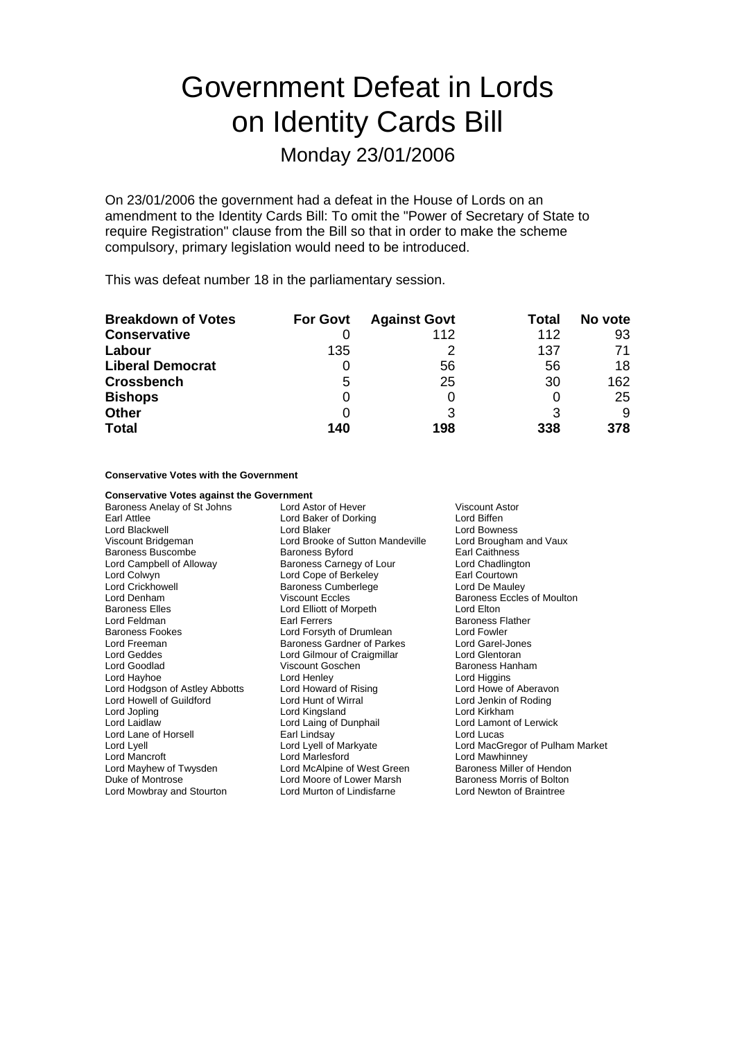# Government Defeat in Lords on Identity Cards Bill

## Monday 23/01/2006

On 23/01/2006 the government had a defeat in the House of Lords on an amendment to the Identity Cards Bill: To omit the "Power of Secretary of State to require Registration" clause from the Bill so that in order to make the scheme compulsory, primary legislation would need to be introduced.

This was defeat number 18 in the parliamentary session.

| **Breakdown of Votes** | **For Govt** | **Against Govt** | **Total** | **No vote** |
|---|---|---|---|---|
| **Conservative** | 0 | 112 | 112 | 93 |
| **Labour** | 135 | 2 | 137 | 71 |
| **Liberal Democrat** | 0 | 56 | 56 | 18 |
| **Crossbench** | 5 | 25 | 30 | 162 |
| **Bishops** | 0 | 0 | 0 | 25 |
| **Other** | 0 | 3 | 3 | 9 |
| **Total** | **140** | **198** | **338** | **378** |

**Conservative Votes with the Government**

**Conservative Votes against the Government**

| | | |
|---|---|---|
| Baroness Anelay of St Johns | Lord Astor of Hever | Viscount Astor |
| Earl Attlee | Lord Baker of Dorking | Lord Biffen |
| Lord Blackwell | Lord Blaker | Lord Bowness |
| Viscount Bridgeman | Lord Brooke of Sutton Mandeville | Lord Brougham and Vaux |
| Baroness Buscombe | Baroness Byford | Earl Caithness |
| Lord Campbell of Alloway | Baroness Carnegy of Lour | Lord Chadlington |
| Lord Colwyn | Lord Cope of Berkeley | Earl Courtown |
| Lord Crickhowell | Baroness Cumberlege | Lord De Mauley |
| Lord Denham | Viscount Eccles | Baroness Eccles of Moulton |
| Baroness Elles | Lord Elliott of Morpeth | Lord Elton |
| Lord Feldman | Earl Ferrers | Baroness Flather |
| Baroness Fookes | Lord Forsyth of Drumlean | Lord Fowler |
| Lord Freeman | Baroness Gardner of Parkes | Lord Garel-Jones |
| Lord Geddes | Lord Gilmour of Craigmillar | Lord Glentoran |
| Lord Goodlad | Viscount Goschen | Baroness Hanham |
| Lord Hayhoe | Lord Henley | Lord Higgins |
| Lord Hodgson of Astley Abbotts | Lord Howard of Rising | Lord Howe of Aberavon |
| Lord Howell of Guildford | Lord Hunt of Wirral | Lord Jenkin of Roding |
| Lord Jopling | Lord Kingsland | Lord Kirkham |
| Lord Laidlaw | Lord Laing of Dunphail | Lord Lamont of Lerwick |
| Lord Lane of Horsell | Earl Lindsay | Lord Lucas |
| Lord Lyell | Lord Lyell of Markyate | Lord MacGregor of Pulham Market |
| Lord Mancroft | Lord Marlesford | Lord Mawhinney |
| Lord Mayhew of Twysden | Lord McAlpine of West Green | Baroness Miller of Hendon |
| Duke of Montrose | Lord Moore of Lower Marsh | Baroness Morris of Bolton |
| Lord Mowbray and Stourton | Lord Murton of Lindisfarne | Lord Newton of Braintree |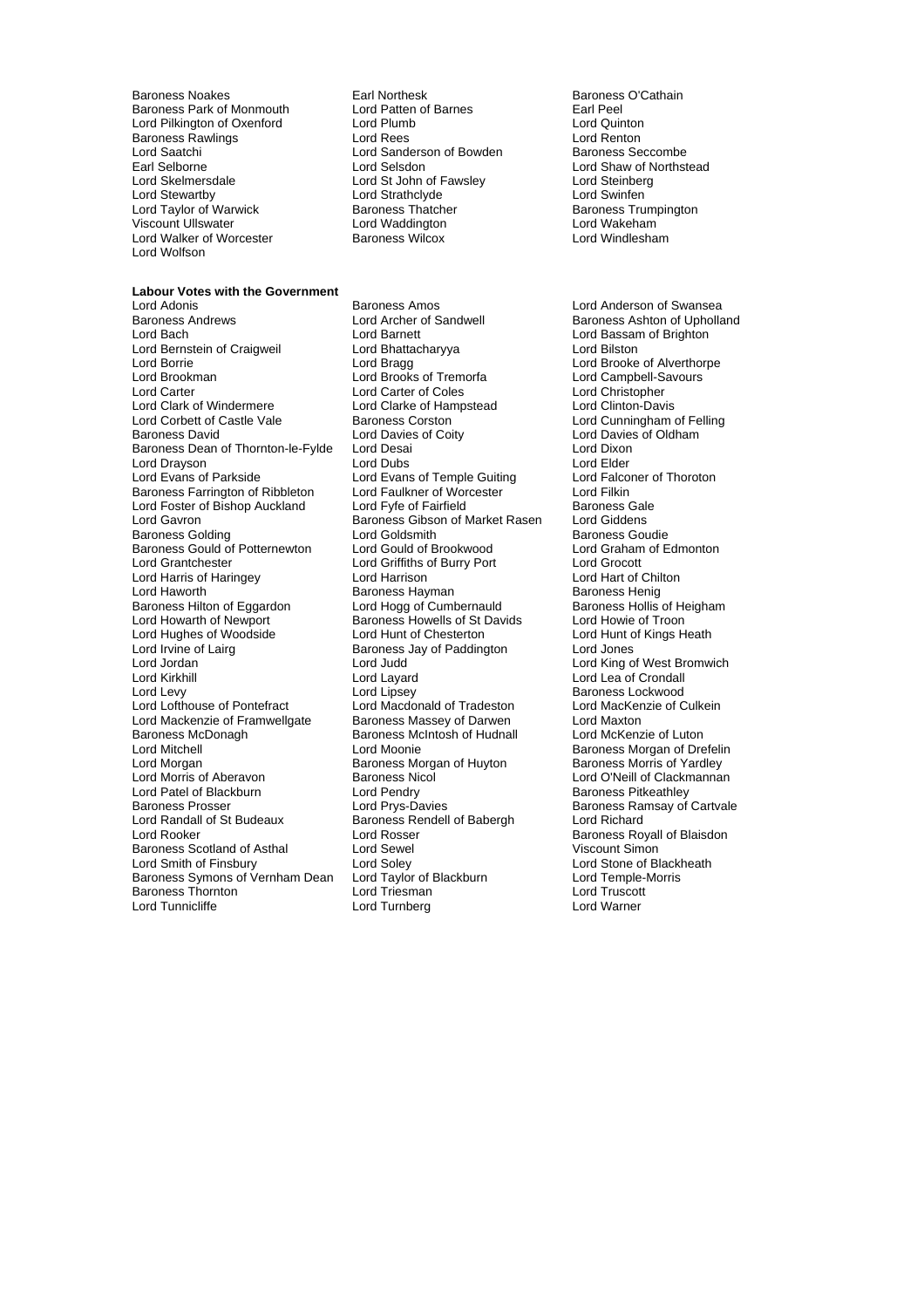Baroness Noakes
Earl Northesk
Baroness O'Cathain
Baroness Park of Monmouth
Lord Patten of Barnes
Earl Peel
Lord Pilkington of Oxenford
Lord Plumb
Lord Quinton
Baroness Rawlings
Lord Rees
Lord Renton
Lord Saatchi
Lord Sanderson of Bowden
Baroness Seccombe
Earl Selborne
Lord Selsdon
Lord Shaw of Northstead
Lord Skelmersdale
Lord St John of Fawsley
Lord Steinberg
Lord Stewartby
Lord Strathclyde
Lord Swinfen
Lord Taylor of Warwick
Baroness Thatcher
Baroness Trumpington
Viscount Ullswater
Lord Waddington
Lord Wakeham
Lord Walker of Worcester
Baroness Wilcox
Lord Windlesham
Lord Wolfson

**Labour Votes with the Government**

Lord Adonis
Baroness Amos
Lord Anderson of Swansea
Baroness Andrews
Lord Archer of Sandwell
Baroness Ashton of Upholland
Lord Bach
Lord Barnett
Lord Bassam of Brighton
Lord Bernstein of Craigweil
Lord Bhattacharyya
Lord Bilston
Lord Borrie
Lord Bragg
Lord Brooke of Alverthorpe
Lord Brookman
Lord Brooks of Tremorfa
Lord Campbell-Savours
Lord Carter
Lord Carter of Coles
Lord Christopher
Lord Clark of Windermere
Lord Clarke of Hampstead
Lord Clinton-Davis
Lord Corbett of Castle Vale
Baroness Corston
Lord Cunningham of Felling
Baroness David
Lord Davies of Coity
Lord Davies of Oldham
Baroness Dean of Thornton-le-Fylde
Lord Desai
Lord Dixon
Lord Drayson
Lord Dubs
Lord Elder
Lord Evans of Parkside
Lord Evans of Temple Guiting
Lord Falconer of Thoroton
Baroness Farrington of Ribbleton
Lord Faulkner of Worcester
Lord Filkin
Lord Foster of Bishop Auckland
Lord Fyfe of Fairfield
Baroness Gale
Lord Gavron
Baroness Gibson of Market Rasen
Lord Giddens
Baroness Golding
Lord Goldsmith
Baroness Goudie
Baroness Gould of Potternewton
Lord Gould of Brookwood
Lord Graham of Edmonton
Lord Grantchester
Lord Griffiths of Burry Port
Lord Grocott
Lord Harris of Haringey
Lord Harrison
Lord Hart of Chilton
Lord Haworth
Baroness Hayman
Baroness Henig
Baroness Hilton of Eggardon
Lord Hogg of Cumbernauld
Baroness Hollis of Heigham
Lord Howarth of Newport
Baroness Howells of St Davids
Lord Howie of Troon
Lord Hughes of Woodside
Lord Hunt of Chesterton
Lord Hunt of Kings Heath
Lord Irvine of Lairg
Baroness Jay of Paddington
Lord Jones
Lord Jordan
Lord Judd
Lord King of West Bromwich
Lord Kirkhill
Lord Layard
Lord Lea of Crondall
Lord Levy
Lord Lipsey
Baroness Lockwood
Lord Lofthouse of Pontefract
Lord Macdonald of Tradeston
Lord MacKenzie of Culkein
Lord Mackenzie of Framwellgate
Baroness Massey of Darwen
Lord Maxton
Baroness McDonagh
Baroness McIntosh of Hudnall
Lord McKenzie of Luton
Lord Mitchell
Lord Moonie
Baroness Morgan of Drefelin
Lord Morgan
Baroness Morgan of Huyton
Baroness Morris of Yardley
Lord Morris of Aberavon
Baroness Nicol
Lord O'Neill of Clackmannan
Lord Patel of Blackburn
Lord Pendry
Baroness Pitkeathley
Baroness Prosser
Lord Prys-Davies
Baroness Ramsay of Cartvale
Lord Randall of St Budeaux
Baroness Rendell of Babergh
Lord Richard
Lord Rooker
Lord Rosser
Baroness Royall of Blaisdon
Baroness Scotland of Asthal
Lord Sewel
Viscount Simon
Lord Smith of Finsbury
Lord Soley
Lord Stone of Blackheath
Baroness Symons of Vernham Dean
Lord Taylor of Blackburn
Lord Temple-Morris
Baroness Thornton
Lord Triesman
Lord Truscott
Lord Tunnicliffe
Lord Turnberg
Lord Warner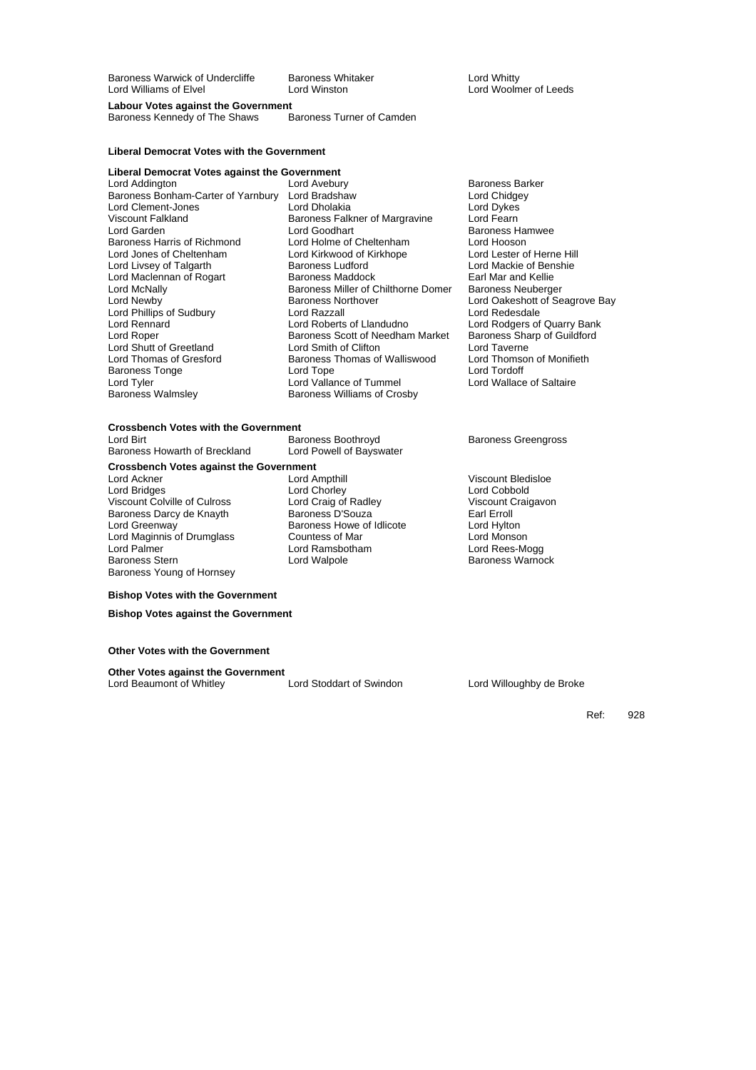Baroness Warwick of Undercliffe
Baroness Whitaker
Lord Whitty
Lord Williams of Elvel
Lord Winston
Lord Woolmer of Leeds

**Labour Votes against the Government**

Baroness Kennedy of The Shaws
Baroness Turner of Camden

**Liberal Democrat Votes with the Government**

**Liberal Democrat Votes against the Government**

Lord Addington
Lord Avebury
Baroness Barker
Baroness Bonham-Carter of Yarnbury
Lord Bradshaw
Lord Chidgey
Lord Clement-Jones
Lord Dholakia
Lord Dykes
Viscount Falkland
Baroness Falkner of Margravine
Lord Fearn
Lord Garden
Lord Goodhart
Baroness Hamwee
Baroness Harris of Richmond
Lord Holme of Cheltenham
Lord Hooson
Lord Jones of Cheltenham
Lord Kirkwood of Kirkhope
Lord Lester of Herne Hill
Lord Livsey of Talgarth
Baroness Ludford
Lord Mackie of Benshie
Lord Maclennan of Rogart
Baroness Maddock
Earl Mar and Kellie
Lord McNally
Baroness Miller of Chilthorne Domer
Baroness Neuberger
Lord Newby
Baroness Northover
Lord Oakeshott of Seagrove Bay
Lord Phillips of Sudbury
Lord Razzall
Lord Redesdale
Lord Rennard
Lord Roberts of Llandudno
Lord Rodgers of Quarry Bank
Lord Roper
Baroness Scott of Needham Market
Baroness Sharp of Guildford
Lord Shutt of Greetland
Lord Smith of Clifton
Lord Taverne
Lord Thomas of Gresford
Baroness Thomas of Walliswood
Lord Thomson of Monifieth
Baroness Tonge
Lord Tope
Lord Tordoff
Lord Tyler
Lord Vallance of Tummel
Lord Wallace of Saltaire
Baroness Walmsley
Baroness Williams of Crosby

**Crossbench Votes with the Government**

Lord Birt
Baroness Boothroyd
Baroness Greengross
Baroness Howarth of Breckland
Lord Powell of Bayswater

**Crossbench Votes against the Government**

Lord Ackner
Lord Ampthill
Viscount Bledisloe
Lord Bridges
Lord Chorley
Lord Cobbold
Viscount Colville of Culross
Lord Craig of Radley
Viscount Craigavon
Baroness Darcy de Knayth
Baroness D'Souza
Earl Erroll
Lord Greenway
Baroness Howe of Idlicote
Lord Hylton
Lord Maginnis of Drumglass
Countess of Mar
Lord Monson
Lord Palmer
Lord Ramsbotham
Lord Rees-Mogg
Baroness Stern
Lord Walpole
Baroness Warnock
Baroness Young of Hornsey

**Bishop Votes with the Government**

**Bishop Votes against the Government**

**Other Votes with the Government**

**Other Votes against the Government**

Lord Beaumont of Whitley
Lord Stoddart of Swindon
Lord Willoughby de Broke

Ref: 928